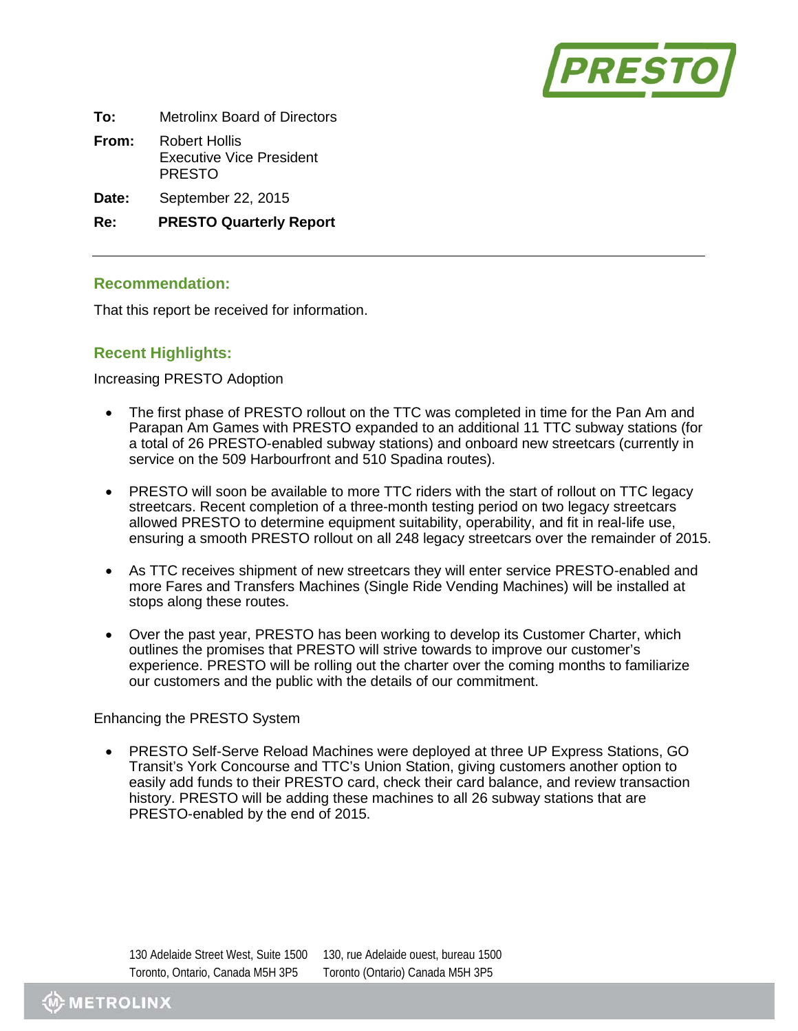**To:** Metrolinx Board of Directors

**From:** Robert Hollis
Executive Vice President
PRESTO

**Date:** September 22, 2015

**Re:** **PRESTO Quarterly Report**

---

## Recommendation:

That this report be received for information.

## Recent Highlights:

Increasing PRESTO Adoption

- The first phase of PRESTO rollout on the TTC was completed in time for the Pan Am and Parapan Am Games with PRESTO expanded to an additional 11 TTC subway stations (for a total of 26 PRESTO-enabled subway stations) and onboard new streetcars (currently in service on the 509 Harbourfront and 510 Spadina routes).

- PRESTO will soon be available to more TTC riders with the start of rollout on TTC legacy streetcars. Recent completion of a three-month testing period on two legacy streetcars allowed PRESTO to determine equipment suitability, operability, and fit in real-life use, ensuring a smooth PRESTO rollout on all 248 legacy streetcars over the remainder of 2015.

- As TTC receives shipment of new streetcars they will enter service PRESTO-enabled and more Fares and Transfers Machines (Single Ride Vending Machines) will be installed at stops along these routes.

- Over the past year, PRESTO has been working to develop its Customer Charter, which outlines the promises that PRESTO will strive towards to improve our customer's experience. PRESTO will be rolling out the charter over the coming months to familiarize our customers and the public with the details of our commitment.

Enhancing the PRESTO System

- PRESTO Self-Serve Reload Machines were deployed at three UP Express Stations, GO Transit's York Concourse and TTC's Union Station, giving customers another option to easily add funds to their PRESTO card, check their card balance, and review transaction history. PRESTO will be adding these machines to all 26 subway stations that are PRESTO-enabled by the end of 2015.

130 Adelaide Street West, Suite 1500 | 130, rue Adelaide ouest, bureau 1500
Toronto, Ontario, Canada M5H 3P5 | Toronto (Ontario) Canada M5H 3P5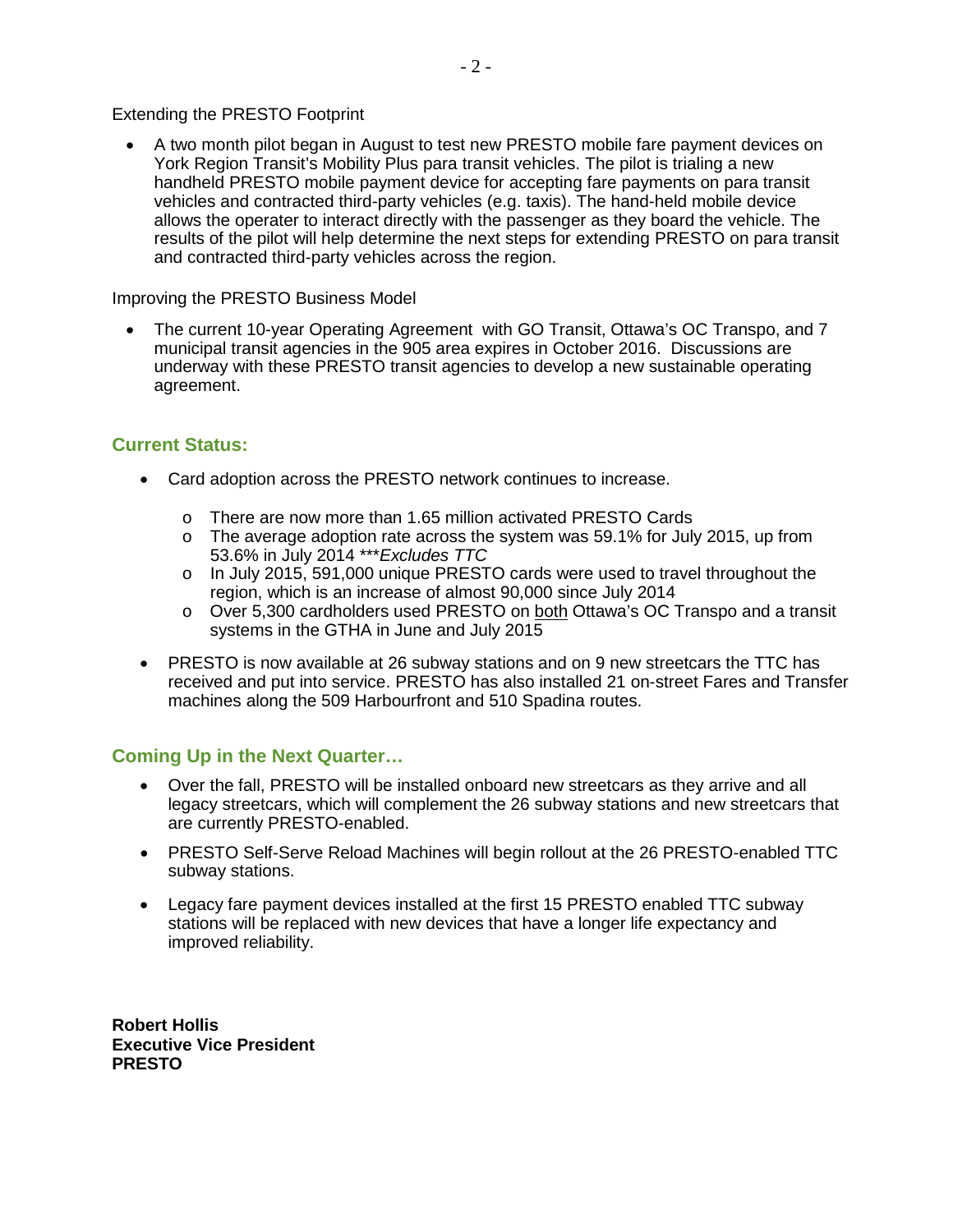Extending the PRESTO Footprint

- A two month pilot began in August to test new PRESTO mobile fare payment devices on York Region Transit's Mobility Plus para transit vehicles. The pilot is trialing a new handheld PRESTO mobile payment device for accepting fare payments on para transit vehicles and contracted third-party vehicles (e.g. taxis). The hand-held mobile device allows the operater to interact directly with the passenger as they board the vehicle. The results of the pilot will help determine the next steps for extending PRESTO on para transit and contracted third-party vehicles across the region.

Improving the PRESTO Business Model

- The current 10-year Operating Agreement with GO Transit, Ottawa's OC Transpo, and 7 municipal transit agencies in the 905 area expires in October 2016. Discussions are underway with these PRESTO transit agencies to develop a new sustainable operating agreement.

## Current Status:

- Card adoption across the PRESTO network continues to increase.
  - There are now more than 1.65 million activated PRESTO Cards
  - The average adoption rate across the system was 59.1% for July 2015, up from 53.6% in July 2014 ****Excludes TTC*
  - In July 2015, 591,000 unique PRESTO cards were used to travel throughout the region, which is an increase of almost 90,000 since July 2014
  - Over 5,300 cardholders used PRESTO on <u>both</u> Ottawa's OC Transpo and a transit systems in the GTHA in June and July 2015
- PRESTO is now available at 26 subway stations and on 9 new streetcars the TTC has received and put into service. PRESTO has also installed 21 on-street Fares and Transfer machines along the 509 Harbourfront and 510 Spadina routes.

## Coming Up in the Next Quarter…

- Over the fall, PRESTO will be installed onboard new streetcars as they arrive and all legacy streetcars, which will complement the 26 subway stations and new streetcars that are currently PRESTO-enabled.
- PRESTO Self-Serve Reload Machines will begin rollout at the 26 PRESTO-enabled TTC subway stations.
- Legacy fare payment devices installed at the first 15 PRESTO enabled TTC subway stations will be replaced with new devices that have a longer life expectancy and improved reliability.

**Robert Hollis**
**Executive Vice President**
**PRESTO**